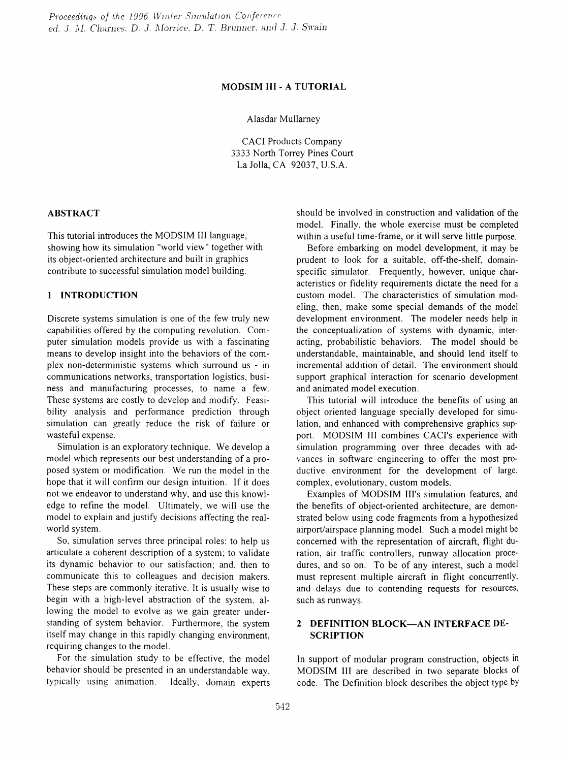# MODSIM III - A TUTORIAL

Alasdar Mullarney

CACI Products Company
3333 North Torrey Pines Court
La Jolla, CA 92037, U.S.A.

## ABSTRACT

This tutorial introduces the MODSIM III language, showing how its simulation "world view" together with its object-oriented architecture and built in graphics contribute to successful simulation model building.

## 1 INTRODUCTION

Discrete systems simulation is one of the few truly new capabilities offered by the computing revolution. Computer simulation models provide us with a fascinating means to develop insight into the behaviors of the complex non-deterministic systems which surround us - in communications networks, transportation logistics, business and manufacturing processes, to name a few. These systems are costly to develop and modify. Feasibility analysis and performance prediction through simulation can greatly reduce the risk of failure or wasteful expense.

Simulation is an exploratory technique. We develop a model which represents our best understanding of a proposed system or modification. We run the model in the hope that it will confirm our design intuition. If it does not we endeavor to understand why, and use this knowledge to refine the model. Ultimately, we will use the model to explain and justify decisions affecting the real-world system.

So, simulation serves three principal roles: to help us articulate a coherent description of a system; to validate its dynamic behavior to our satisfaction; and, then to communicate this to colleagues and decision makers. These steps are commonly iterative. It is usually wise to begin with a high-level abstraction of the system, allowing the model to evolve as we gain greater understanding of system behavior. Furthermore, the system itself may change in this rapidly changing environment, requiring changes to the model.

For the simulation study to be effective, the model behavior should be presented in an understandable way, typically using animation. Ideally, domain experts should be involved in construction and validation of the model. Finally, the whole exercise must be completed within a useful time-frame, or it will serve little purpose.

Before embarking on model development, it may be prudent to look for a suitable, off-the-shelf, domain-specific simulator. Frequently, however, unique characteristics or fidelity requirements dictate the need for a custom model. The characteristics of simulation modeling, then, make some special demands of the model development environment. The modeler needs help in the conceptualization of systems with dynamic, interacting, probabilistic behaviors. The model should be understandable, maintainable, and should lend itself to incremental addition of detail. The environment should support graphical interaction for scenario development and animated model execution.

This tutorial will introduce the benefits of using an object oriented language specially developed for simulation, and enhanced with comprehensive graphics support. MODSIM III combines CACI's experience with simulation programming over three decades with advances in software engineering to offer the most productive environment for the development of large, complex, evolutionary, custom models.

Examples of MODSIM III's simulation features, and the benefits of object-oriented architecture, are demonstrated below using code fragments from a hypothesized airport/airspace planning model. Such a model might be concerned with the representation of aircraft, flight duration, air traffic controllers, runway allocation procedures, and so on. To be of any interest, such a model must represent multiple aircraft in flight concurrently, and delays due to contending requests for resources, such as runways.

## 2 DEFINITION BLOCK—AN INTERFACE DESCRIPTION

In support of modular program construction, objects in MODSIM III are described in two separate blocks of code. The Definition block describes the object type by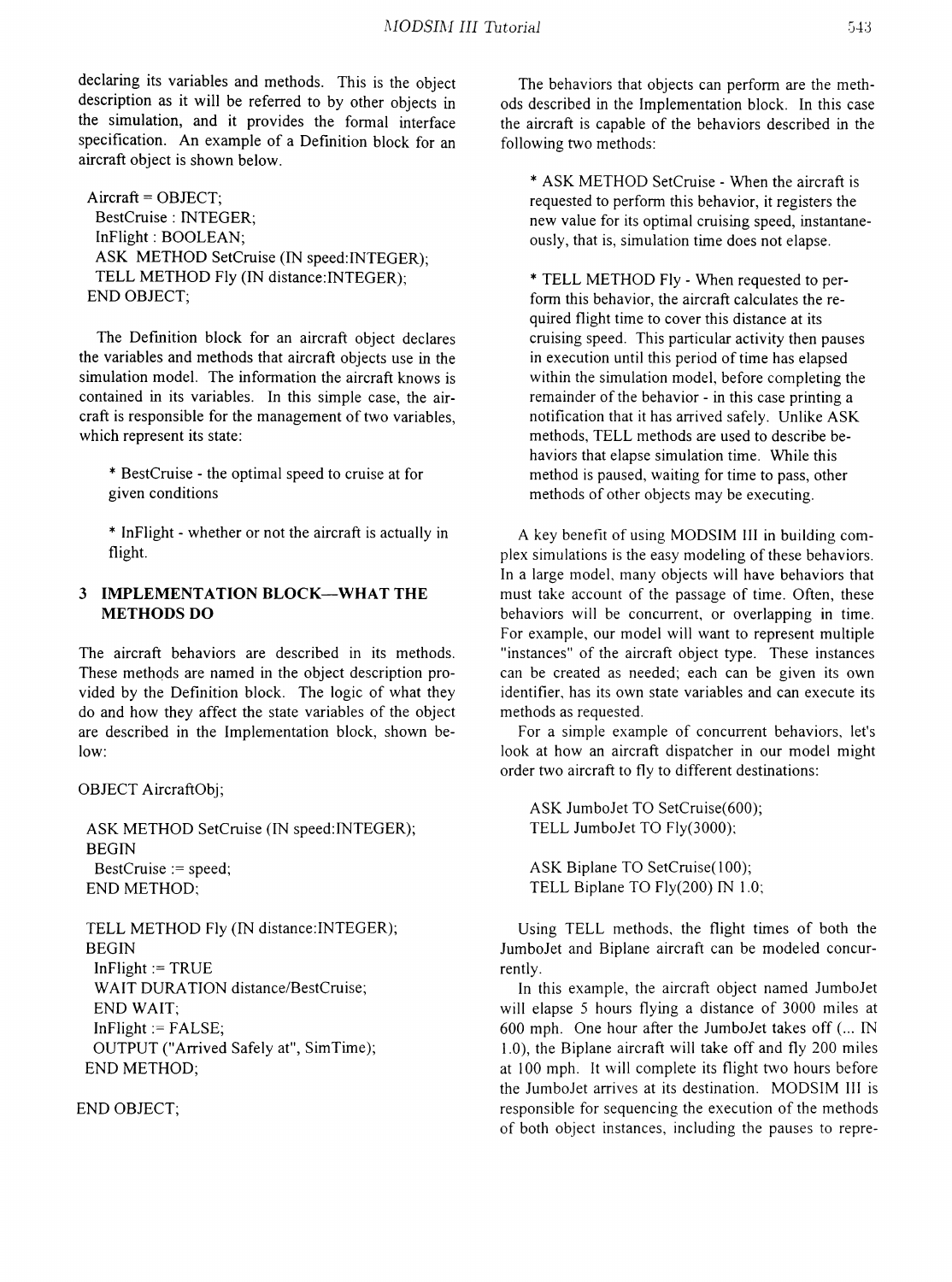declaring its variables and methods. This is the object description as it will be referred to by other objects in the simulation, and it provides the formal interface specification. An example of a Definition block for an aircraft object is shown below.

```
Aircraft = OBJECT;
  BestCruise : INTEGER;
  InFlight : BOOLEAN;
  ASK METHOD SetCruise (IN speed:INTEGER);
  TELL METHOD Fly (IN distance:INTEGER);
END OBJECT;
```

The Definition block for an aircraft object declares the variables and methods that aircraft objects use in the simulation model. The information the aircraft knows is contained in its variables. In this simple case, the aircraft is responsible for the management of two variables, which represent its state:

* BestCruise - the optimal speed to cruise at for given conditions

* InFlight - whether or not the aircraft is actually in flight.

## 3 IMPLEMENTATION BLOCK—WHAT THE METHODS DO

The aircraft behaviors are described in its methods. These methods are named in the object description provided by the Definition block. The logic of what they do and how they affect the state variables of the object are described in the Implementation block, shown below:

```
OBJECT AircraftObj;

  ASK METHOD SetCruise (IN speed:INTEGER);
  BEGIN
    BestCruise := speed;
  END METHOD;

  TELL METHOD Fly (IN distance:INTEGER);
  BEGIN
    InFlight := TRUE
    WAIT DURATION distance/BestCruise;
    END WAIT;
    InFlight := FALSE;
    OUTPUT ("Arrived Safely at", SimTime);
  END METHOD;

END OBJECT;
```

The behaviors that objects can perform are the methods described in the Implementation block. In this case the aircraft is capable of the behaviors described in the following two methods:

* ASK METHOD SetCruise - When the aircraft is requested to perform this behavior, it registers the new value for its optimal cruising speed, instantaneously, that is, simulation time does not elapse.

* TELL METHOD Fly - When requested to perform this behavior, the aircraft calculates the required flight time to cover this distance at its cruising speed. This particular activity then pauses in execution until this period of time has elapsed within the simulation model, before completing the remainder of the behavior - in this case printing a notification that it has arrived safely. Unlike ASK methods, TELL methods are used to describe behaviors that elapse simulation time. While this method is paused, waiting for time to pass, other methods of other objects may be executing.

A key benefit of using MODSIM III in building complex simulations is the easy modeling of these behaviors. In a large model, many objects will have behaviors that must take account of the passage of time. Often, these behaviors will be concurrent, or overlapping in time. For example, our model will want to represent multiple "instances" of the aircraft object type. These instances can be created as needed; each can be given its own identifier, has its own state variables and can execute its methods as requested.

For a simple example of concurrent behaviors, let's look at how an aircraft dispatcher in our model might order two aircraft to fly to different destinations:

```
ASK JumboJet TO SetCruise(600);
TELL JumboJet TO Fly(3000);

ASK Biplane TO SetCruise(100);
TELL Biplane TO Fly(200) IN 1.0;
```

Using TELL methods, the flight times of both the JumboJet and Biplane aircraft can be modeled concurrently.

In this example, the aircraft object named JumboJet will elapse 5 hours flying a distance of 3000 miles at 600 mph. One hour after the JumboJet takes off (... IN 1.0), the Biplane aircraft will take off and fly 200 miles at 100 mph. It will complete its flight two hours before the JumboJet arrives at its destination. MODSIM III is responsible for sequencing the execution of the methods of both object instances, including the pauses to repre-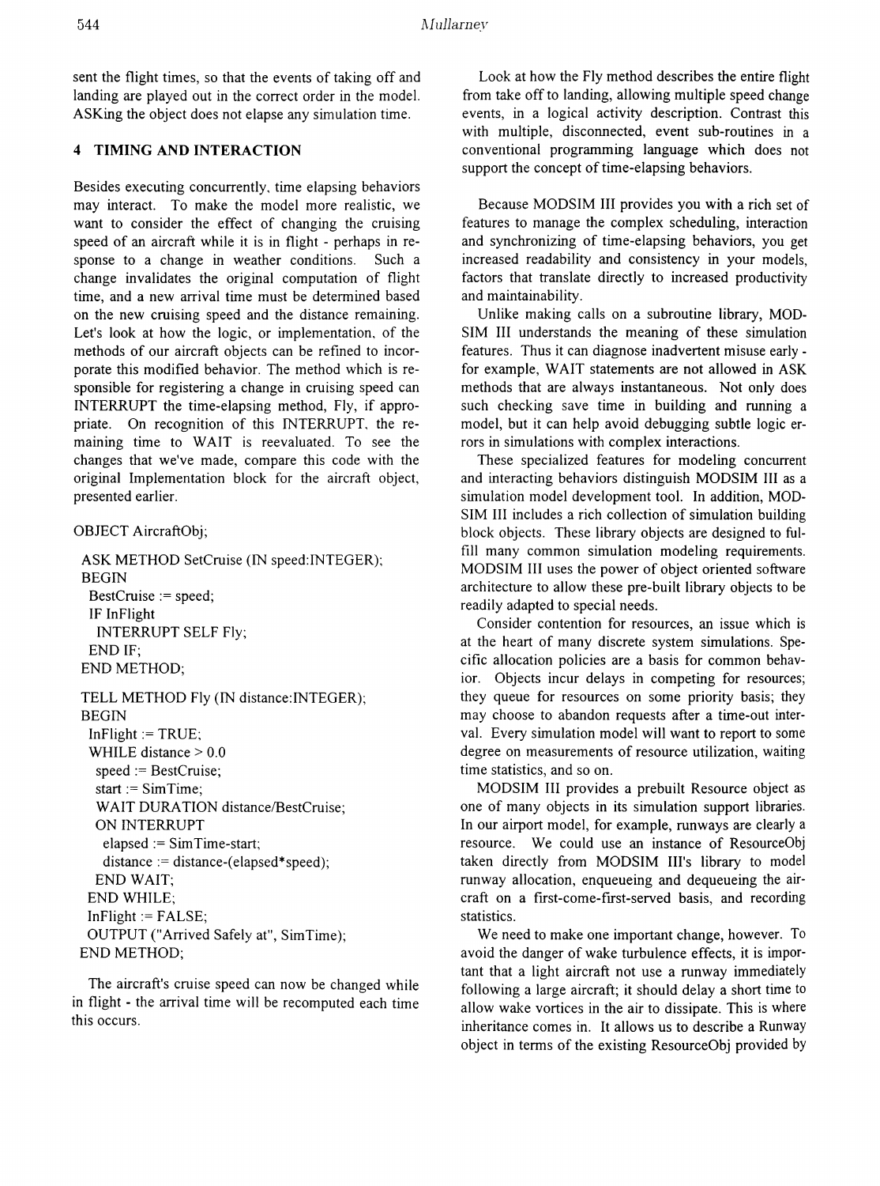sent the flight times, so that the events of taking off and landing are played out in the correct order in the model. ASKing the object does not elapse any simulation time.

## 4 TIMING AND INTERACTION

Besides executing concurrently, time elapsing behaviors may interact. To make the model more realistic, we want to consider the effect of changing the cruising speed of an aircraft while it is in flight - perhaps in response to a change in weather conditions. Such a change invalidates the original computation of flight time, and a new arrival time must be determined based on the new cruising speed and the distance remaining. Let's look at how the logic, or implementation, of the methods of our aircraft objects can be refined to incorporate this modified behavior. The method which is responsible for registering a change in cruising speed can INTERRUPT the time-elapsing method, Fly, if appropriate. On recognition of this INTERRUPT, the remaining time to WAIT is reevaluated. To see the changes that we've made, compare this code with the original Implementation block for the aircraft object, presented earlier.

```
OBJECT AircraftObj;

 ASK METHOD SetCruise (IN speed:INTEGER);
 BEGIN
  BestCruise := speed;
  IF InFlight
   INTERRUPT SELF Fly;
  END IF;
 END METHOD;

 TELL METHOD Fly (IN distance:INTEGER);
 BEGIN
  InFlight := TRUE;
  WHILE distance > 0.0
   speed := BestCruise;
   start := SimTime;
   WAIT DURATION distance/BestCruise;
   ON INTERRUPT
    elapsed := SimTime-start;
    distance := distance-(elapsed*speed);
   END WAIT;
  END WHILE;
  InFlight := FALSE;
  OUTPUT ("Arrived Safely at", SimTime);
 END METHOD;
```

The aircraft's cruise speed can now be changed while in flight - the arrival time will be recomputed each time this occurs.

Look at how the Fly method describes the entire flight from take off to landing, allowing multiple speed change events, in a logical activity description. Contrast this with multiple, disconnected, event sub-routines in a conventional programming language which does not support the concept of time-elapsing behaviors.

Because MODSIM III provides you with a rich set of features to manage the complex scheduling, interaction and synchronizing of time-elapsing behaviors, you get increased readability and consistency in your models, factors that translate directly to increased productivity and maintainability.

Unlike making calls on a subroutine library, MODSIM III understands the meaning of these simulation features. Thus it can diagnose inadvertent misuse early - for example, WAIT statements are not allowed in ASK methods that are always instantaneous. Not only does such checking save time in building and running a model, but it can help avoid debugging subtle logic errors in simulations with complex interactions.

These specialized features for modeling concurrent and interacting behaviors distinguish MODSIM III as a simulation model development tool. In addition, MODSIM III includes a rich collection of simulation building block objects. These library objects are designed to fulfill many common simulation modeling requirements. MODSIM III uses the power of object oriented software architecture to allow these pre-built library objects to be readily adapted to special needs.

Consider contention for resources, an issue which is at the heart of many discrete system simulations. Specific allocation policies are a basis for common behavior. Objects incur delays in competing for resources; they queue for resources on some priority basis; they may choose to abandon requests after a time-out interval. Every simulation model will want to report to some degree on measurements of resource utilization, waiting time statistics, and so on.

MODSIM III provides a prebuilt Resource object as one of many objects in its simulation support libraries. In our airport model, for example, runways are clearly a resource. We could use an instance of ResourceObj taken directly from MODSIM III's library to model runway allocation, enqueueing and dequeueing the aircraft on a first-come-first-served basis, and recording statistics.

We need to make one important change, however. To avoid the danger of wake turbulence effects, it is important that a light aircraft not use a runway immediately following a large aircraft; it should delay a short time to allow wake vortices in the air to dissipate. This is where inheritance comes in. It allows us to describe a Runway object in terms of the existing ResourceObj provided by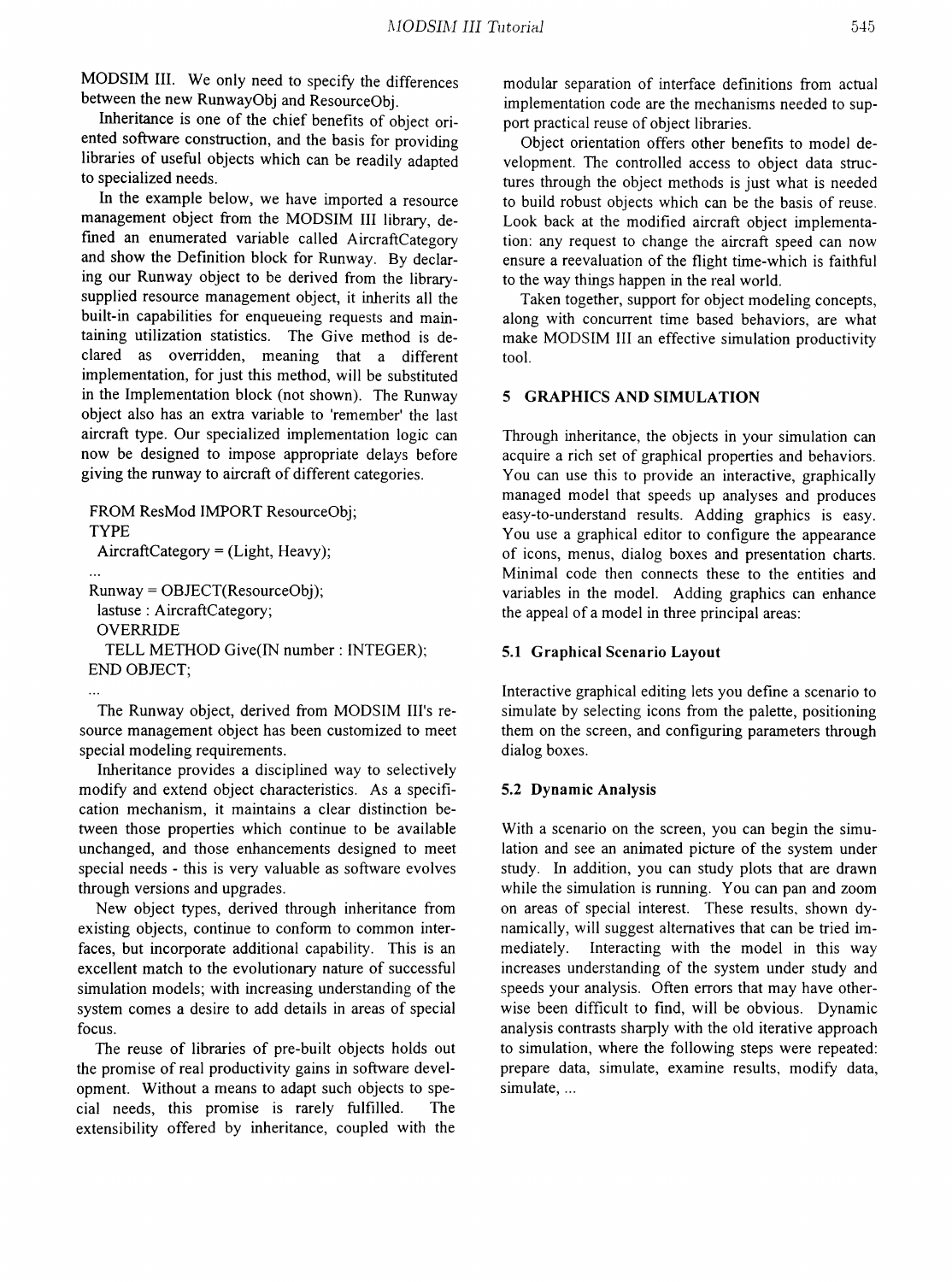MODSIM III. We only need to specify the differences between the new RunwayObj and ResourceObj.

Inheritance is one of the chief benefits of object oriented software construction, and the basis for providing libraries of useful objects which can be readily adapted to specialized needs.

In the example below, we have imported a resource management object from the MODSIM III library, defined an enumerated variable called AircraftCategory and show the Definition block for Runway. By declaring our Runway object to be derived from the library-supplied resource management object, it inherits all the built-in capabilities for enqueueing requests and maintaining utilization statistics. The Give method is declared as overridden, meaning that a different implementation, for just this method, will be substituted in the Implementation block (not shown). The Runway object also has an extra variable to 'remember' the last aircraft type. Our specialized implementation logic can now be designed to impose appropriate delays before giving the runway to aircraft of different categories.

```
FROM ResMod IMPORT ResourceObj;
TYPE
  AircraftCategory = (Light, Heavy);
...
Runway = OBJECT(ResourceObj);
  lastuse : AircraftCategory;
  OVERRIDE
    TELL METHOD Give(IN number : INTEGER);
END OBJECT;
...
```

The Runway object, derived from MODSIM III's resource management object has been customized to meet special modeling requirements.

Inheritance provides a disciplined way to selectively modify and extend object characteristics. As a specification mechanism, it maintains a clear distinction between those properties which continue to be available unchanged, and those enhancements designed to meet special needs - this is very valuable as software evolves through versions and upgrades.

New object types, derived through inheritance from existing objects, continue to conform to common interfaces, but incorporate additional capability. This is an excellent match to the evolutionary nature of successful simulation models; with increasing understanding of the system comes a desire to add details in areas of special focus.

The reuse of libraries of pre-built objects holds out the promise of real productivity gains in software development. Without a means to adapt such objects to special needs, this promise is rarely fulfilled. The extensibility offered by inheritance, coupled with the modular separation of interface definitions from actual implementation code are the mechanisms needed to support practical reuse of object libraries.

Object orientation offers other benefits to model development. The controlled access to object data structures through the object methods is just what is needed to build robust objects which can be the basis of reuse. Look back at the modified aircraft object implementation: any request to change the aircraft speed can now ensure a reevaluation of the flight time-which is faithful to the way things happen in the real world.

Taken together, support for object modeling concepts, along with concurrent time based behaviors, are what make MODSIM III an effective simulation productivity tool.

## 5 GRAPHICS AND SIMULATION

Through inheritance, the objects in your simulation can acquire a rich set of graphical properties and behaviors. You can use this to provide an interactive, graphically managed model that speeds up analyses and produces easy-to-understand results. Adding graphics is easy. You use a graphical editor to configure the appearance of icons, menus, dialog boxes and presentation charts. Minimal code then connects these to the entities and variables in the model. Adding graphics can enhance the appeal of a model in three principal areas:

### 5.1 Graphical Scenario Layout

Interactive graphical editing lets you define a scenario to simulate by selecting icons from the palette, positioning them on the screen, and configuring parameters through dialog boxes.

### 5.2 Dynamic Analysis

With a scenario on the screen, you can begin the simulation and see an animated picture of the system under study. In addition, you can study plots that are drawn while the simulation is running. You can pan and zoom on areas of special interest. These results, shown dynamically, will suggest alternatives that can be tried immediately. Interacting with the model in this way increases understanding of the system under study and speeds your analysis. Often errors that may have otherwise been difficult to find, will be obvious. Dynamic analysis contrasts sharply with the old iterative approach to simulation, where the following steps were repeated: prepare data, simulate, examine results, modify data, simulate, ...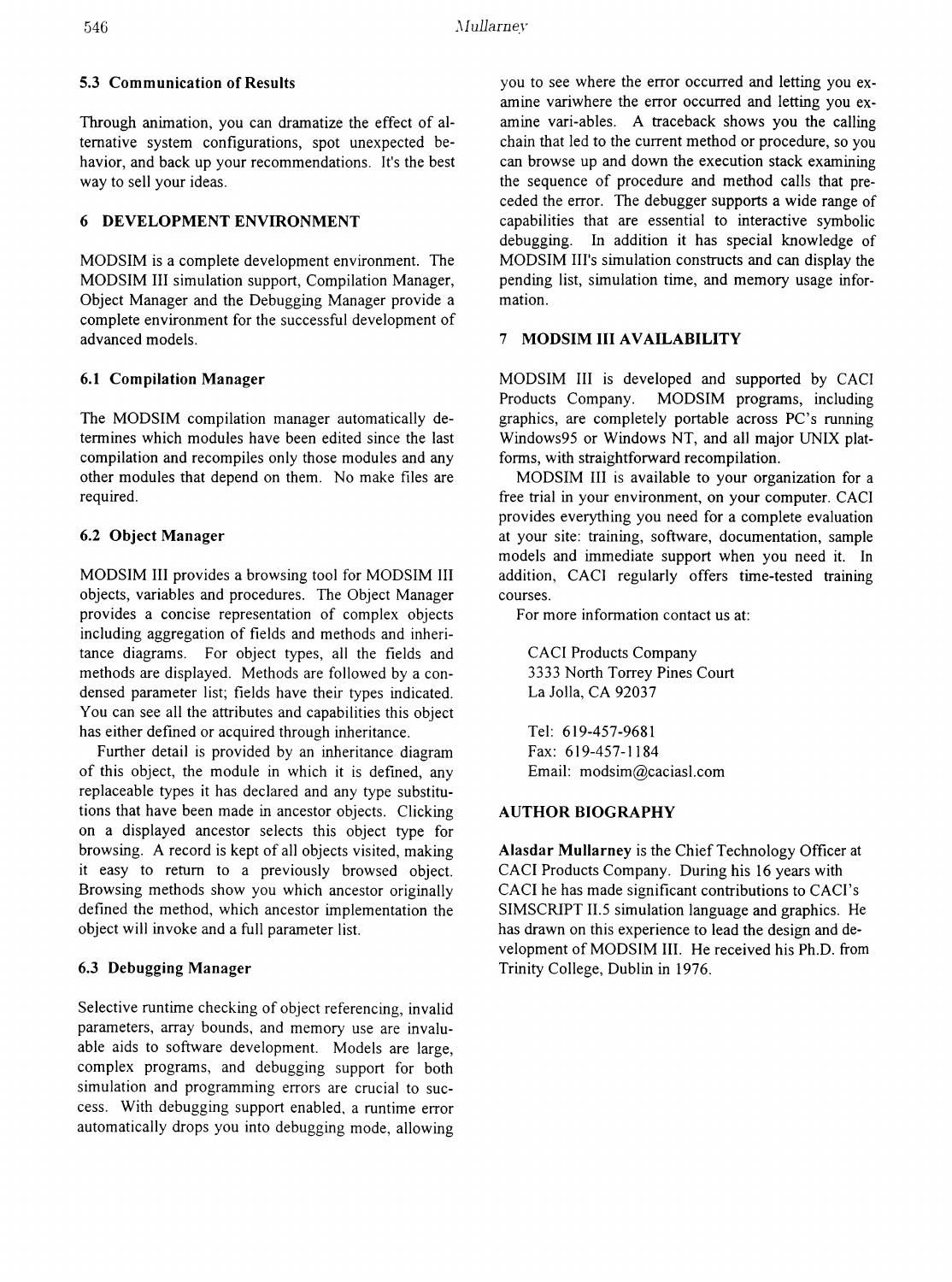### 5.3 Communication of Results

Through animation, you can dramatize the effect of alternative system configurations, spot unexpected behavior, and back up your recommendations. It's the best way to sell your ideas.

## 6 DEVELOPMENT ENVIRONMENT

MODSIM is a complete development environment. The MODSIM III simulation support, Compilation Manager, Object Manager and the Debugging Manager provide a complete environment for the successful development of advanced models.

### 6.1 Compilation Manager

The MODSIM compilation manager automatically determines which modules have been edited since the last compilation and recompiles only those modules and any other modules that depend on them. No make files are required.

### 6.2 Object Manager

MODSIM III provides a browsing tool for MODSIM III objects, variables and procedures. The Object Manager provides a concise representation of complex objects including aggregation of fields and methods and inheritance diagrams. For object types, all the fields and methods are displayed. Methods are followed by a condensed parameter list; fields have their types indicated. You can see all the attributes and capabilities this object has either defined or acquired through inheritance.

Further detail is provided by an inheritance diagram of this object, the module in which it is defined, any replaceable types it has declared and any type substitutions that have been made in ancestor objects. Clicking on a displayed ancestor selects this object type for browsing. A record is kept of all objects visited, making it easy to return to a previously browsed object. Browsing methods show you which ancestor originally defined the method, which ancestor implementation the object will invoke and a full parameter list.

### 6.3 Debugging Manager

Selective runtime checking of object referencing, invalid parameters, array bounds, and memory use are invaluable aids to software development. Models are large, complex programs, and debugging support for both simulation and programming errors are crucial to success. With debugging support enabled, a runtime error automatically drops you into debugging mode, allowing you to see where the error occurred and letting you examine variwhere the error occurred and letting you examine vari-ables. A traceback shows you the calling chain that led to the current method or procedure, so you can browse up and down the execution stack examining the sequence of procedure and method calls that preceded the error. The debugger supports a wide range of capabilities that are essential to interactive symbolic debugging. In addition it has special knowledge of MODSIM III's simulation constructs and can display the pending list, simulation time, and memory usage information.

## 7 MODSIM III AVAILABILITY

MODSIM III is developed and supported by CACI Products Company. MODSIM programs, including graphics, are completely portable across PC's running Windows95 or Windows NT, and all major UNIX platforms, with straightforward recompilation.

MODSIM III is available to your organization for a free trial in your environment, on your computer. CACI provides everything you need for a complete evaluation at your site: training, software, documentation, sample models and immediate support when you need it. In addition, CACI regularly offers time-tested training courses.

For more information contact us at:

CACI Products Company
3333 North Torrey Pines Court
La Jolla, CA 92037

Tel: 619-457-9681
Fax: 619-457-1184
Email: modsim@caciasl.com

## AUTHOR BIOGRAPHY

**Alasdar Mullarney** is the Chief Technology Officer at CACI Products Company. During his 16 years with CACI he has made significant contributions to CACI's SIMSCRIPT II.5 simulation language and graphics. He has drawn on this experience to lead the design and development of MODSIM III. He received his Ph.D. from Trinity College, Dublin in 1976.